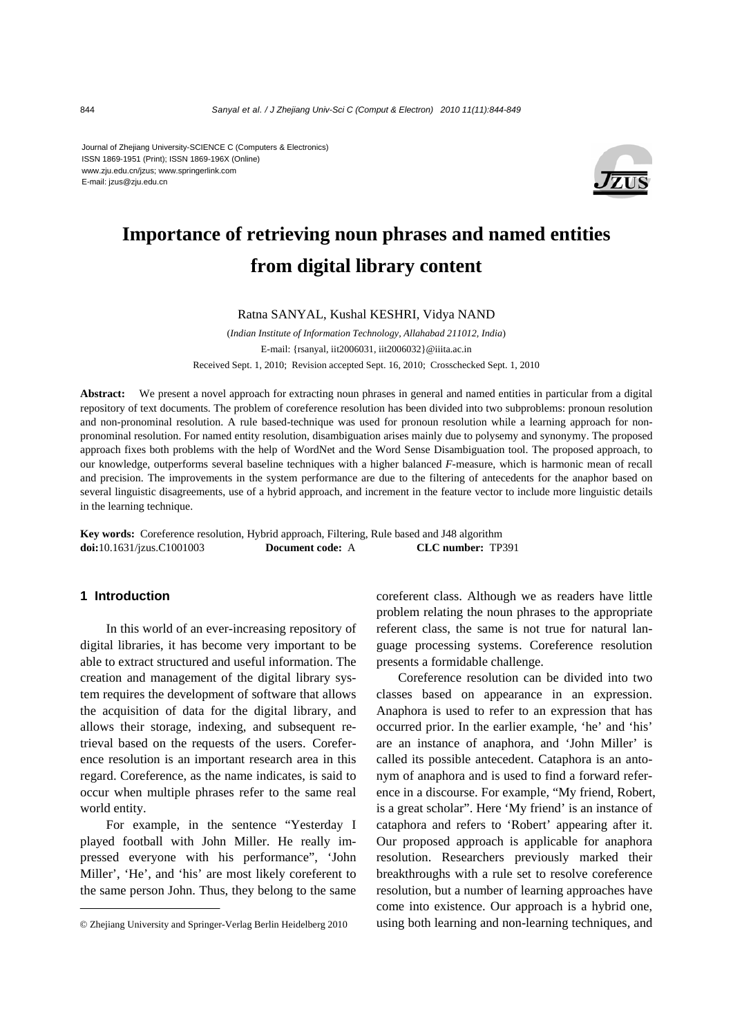Journal of Zhejiang University-SCIENCE C (Computers & Electronics)
ISSN 1869-1951 (Print); ISSN 1869-196X (Online)
www.zju.edu.cn/jzus; www.springerlink.com
E-mail: jzus@zju.edu.cn

# Importance of retrieving noun phrases and named entities from digital library content

Ratna SANYAL, Kushal KESHRI, Vidya NAND

(*Indian Institute of Information Technology, Allahabad 211012, India*)
E-mail: {rsanyal, iit2006031, iit2006032}@iiita.ac.in
Received Sept. 1, 2010; Revision accepted Sept. 16, 2010; Crosschecked Sept. 1, 2010

**Abstract:** We present a novel approach for extracting noun phrases in general and named entities in particular from a digital repository of text documents. The problem of coreference resolution has been divided into two subproblems: pronoun resolution and non-pronominal resolution. A rule based-technique was used for pronoun resolution while a learning approach for non-pronominal resolution. For named entity resolution, disambiguation arises mainly due to polysemy and synonymy. The proposed approach fixes both problems with the help of WordNet and the Word Sense Disambiguation tool. The proposed approach, to our knowledge, outperforms several baseline techniques with a higher balanced *F*-measure, which is harmonic mean of recall and precision. The improvements in the system performance are due to the filtering of antecedents for the anaphor based on several linguistic disagreements, use of a hybrid approach, and increment in the feature vector to include more linguistic details in the learning technique.

**Key words:** Coreference resolution, Hybrid approach, Filtering, Rule based and J48 algorithm
**doi:**10.1631/jzus.C1001003 **Document code:** A **CLC number:** TP391

## 1 Introduction

In this world of an ever-increasing repository of digital libraries, it has become very important to be able to extract structured and useful information. The creation and management of the digital library system requires the development of software that allows the acquisition of data for the digital library, and allows their storage, indexing, and subsequent retrieval based on the requests of the users. Coreference resolution is an important research area in this regard. Coreference, as the name indicates, is said to occur when multiple phrases refer to the same real world entity.

For example, in the sentence "Yesterday I played football with John Miller. He really impressed everyone with his performance", 'John Miller', 'He', and 'his' are most likely coreferent to the same person John. Thus, they belong to the same coreferent class. Although we as readers have little problem relating the noun phrases to the appropriate referent class, the same is not true for natural language processing systems. Coreference resolution presents a formidable challenge.

Coreference resolution can be divided into two classes based on appearance in an expression. Anaphora is used to refer to an expression that has occurred prior. In the earlier example, 'he' and 'his' are an instance of anaphora, and 'John Miller' is called its possible antecedent. Cataphora is an antonym of anaphora and is used to find a forward reference in a discourse. For example, "My friend, Robert, is a great scholar". Here 'My friend' is an instance of cataphora and refers to 'Robert' appearing after it. Our proposed approach is applicable for anaphora resolution. Researchers previously marked their breakthroughs with a rule set to resolve coreference resolution, but a number of learning approaches have come into existence. Our approach is a hybrid one, using both learning and non-learning techniques, and

© Zhejiang University and Springer-Verlag Berlin Heidelberg 2010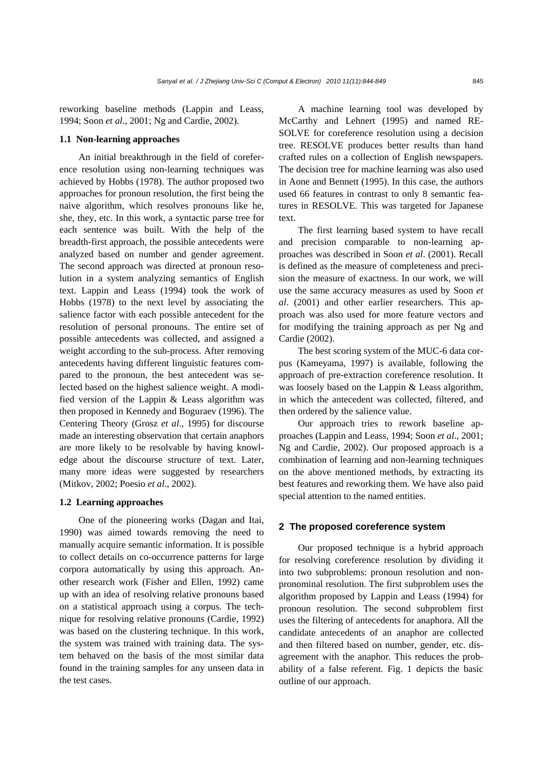reworking baseline methods (Lappin and Leass, 1994; Soon *et al*., 2001; Ng and Cardie, 2002).

### 1.1 Non-learning approaches

An initial breakthrough in the field of coreference resolution using non-learning techniques was achieved by Hobbs (1978). The author proposed two approaches for pronoun resolution, the first being the naive algorithm, which resolves pronouns like he, she, they, etc. In this work, a syntactic parse tree for each sentence was built. With the help of the breadth-first approach, the possible antecedents were analyzed based on number and gender agreement. The second approach was directed at pronoun resolution in a system analyzing semantics of English text. Lappin and Leass (1994) took the work of Hobbs (1978) to the next level by associating the salience factor with each possible antecedent for the resolution of personal pronouns. The entire set of possible antecedents was collected, and assigned a weight according to the sub-process. After removing antecedents having different linguistic features compared to the pronoun, the best antecedent was selected based on the highest salience weight. A modified version of the Lappin & Leass algorithm was then proposed in Kennedy and Boguraev (1996). The Centering Theory (Grosz *et al*., 1995) for discourse made an interesting observation that certain anaphors are more likely to be resolvable by having knowledge about the discourse structure of text. Later, many more ideas were suggested by researchers (Mitkov, 2002; Poesio *et al*., 2002).

### 1.2 Learning approaches

One of the pioneering works (Dagan and Itai, 1990) was aimed towards removing the need to manually acquire semantic information. It is possible to collect details on co-occurrence patterns for large corpora automatically by using this approach. Another research work (Fisher and Ellen, 1992) came up with an idea of resolving relative pronouns based on a statistical approach using a corpus. The technique for resolving relative pronouns (Cardie, 1992) was based on the clustering technique. In this work, the system was trained with training data. The system behaved on the basis of the most similar data found in the training samples for any unseen data in the test cases.

A machine learning tool was developed by McCarthy and Lehnert (1995) and named RESOLVE for coreference resolution using a decision tree. RESOLVE produces better results than hand crafted rules on a collection of English newspapers. The decision tree for machine learning was also used in Aone and Bennett (1995). In this case, the authors used 66 features in contrast to only 8 semantic features in RESOLVE. This was targeted for Japanese text.

The first learning based system to have recall and precision comparable to non-learning approaches was described in Soon *et al*. (2001). Recall is defined as the measure of completeness and precision the measure of exactness. In our work, we will use the same accuracy measures as used by Soon *et al*. (2001) and other earlier researchers. This approach was also used for more feature vectors and for modifying the training approach as per Ng and Cardie (2002).

The best scoring system of the MUC-6 data corpus (Kameyama, 1997) is available, following the approach of pre-extraction coreference resolution. It was loosely based on the Lappin & Leass algorithm, in which the antecedent was collected, filtered, and then ordered by the salience value.

Our approach tries to rework baseline approaches (Lappin and Leass, 1994; Soon *et al*., 2001; Ng and Cardie, 2002). Our proposed approach is a combination of learning and non-learning techniques on the above mentioned methods, by extracting its best features and reworking them. We have also paid special attention to the named entities.

## 2 The proposed coreference system

Our proposed technique is a hybrid approach for resolving coreference resolution by dividing it into two subproblems: pronoun resolution and non-pronominal resolution. The first subproblem uses the algorithm proposed by Lappin and Leass (1994) for pronoun resolution. The second subproblem first uses the filtering of antecedents for anaphora. All the candidate antecedents of an anaphor are collected and then filtered based on number, gender, etc. disagreement with the anaphor. This reduces the probability of a false referent. Fig. 1 depicts the basic outline of our approach.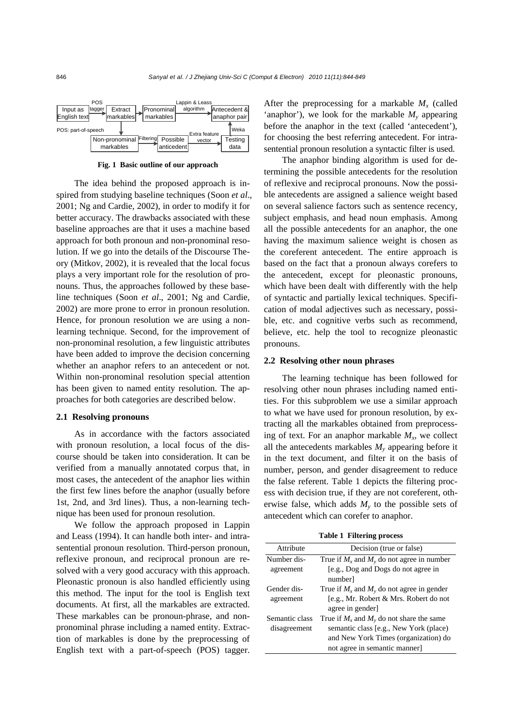Fig. 1 Basic outline of our approach

The idea behind the proposed approach is inspired from studying baseline techniques (Soon *et al*., 2001; Ng and Cardie, 2002), in order to modify it for better accuracy. The drawbacks associated with these baseline approaches are that it uses a machine based approach for both pronoun and non-pronominal resolution. If we go into the details of the Discourse Theory (Mitkov, 2002), it is revealed that the local focus plays a very important role for the resolution of pronouns. Thus, the approaches followed by these baseline techniques (Soon *et al*., 2001; Ng and Cardie, 2002) are more prone to error in pronoun resolution. Hence, for pronoun resolution we are using a non-learning technique. Second, for the improvement of non-pronominal resolution, a few linguistic attributes have been added to improve the decision concerning whether an anaphor refers to an antecedent or not. Within non-pronominal resolution special attention has been given to named entity resolution. The approaches for both categories are described below.

### 2.1 Resolving pronouns

As in accordance with the factors associated with pronoun resolution, a local focus of the discourse should be taken into consideration. It can be verified from a manually annotated corpus that, in most cases, the antecedent of the anaphor lies within the first few lines before the anaphor (usually before 1st, 2nd, and 3rd lines). Thus, a non-learning technique has been used for pronoun resolution.

We follow the approach proposed in Lappin and Leass (1994). It can handle both inter- and intra-sentential pronoun resolution. Third-person pronoun, reflexive pronoun, and reciprocal pronoun are resolved with a very good accuracy with this approach. Pleonastic pronoun is also handled efficiently using this method. The input for the tool is English text documents. At first, all the markables are extracted. These markables can be pronoun-phrase, and non-pronominal phrase including a named entity. Extraction of markables is done by the preprocessing of English text with a part-of-speech (POS) tagger. After the preprocessing for a markable $M_x$ (called 'anaphor'), we look for the markable $M_y$ appearing before the anaphor in the text (called 'antecedent'), for choosing the best referring antecedent. For intra-sentential pronoun resolution a syntactic filter is used.

The anaphor binding algorithm is used for determining the possible antecedents for the resolution of reflexive and reciprocal pronouns. Now the possible antecedents are assigned a salience weight based on several salience factors such as sentence recency, subject emphasis, and head noun emphasis. Among all the possible antecedents for an anaphor, the one having the maximum salience weight is chosen as the coreferent antecedent. The entire approach is based on the fact that a pronoun always corefers to the antecedent, except for pleonastic pronouns, which have been dealt with differently with the help of syntactic and partially lexical techniques. Specification of modal adjectives such as necessary, possible, etc. and cognitive verbs such as recommend, believe, etc. help the tool to recognize pleonastic pronouns.

### 2.2 Resolving other noun phrases

The learning technique has been followed for resolving other noun phrases including named entities. For this subproblem we use a similar approach to what we have used for pronoun resolution, by extracting all the markables obtained from preprocessing of text. For an anaphor markable $M_x$, we collect all the antecedents markables $M_y$ appearing before it in the text document, and filter it on the basis of number, person, and gender disagreement to reduce the false referent. Table 1 depicts the filtering process with decision true, if they are not coreferent, otherwise false, which adds $M_y$ to the possible sets of antecedent which can corefer to anaphor.

**Table 1 Filtering process**

| Attribute | Decision (true or false) |
|---|---|
| Number disagreement | True if $M_x$ and $M_y$ do not agree in number [e.g., Dog and Dogs do not agree in number] |
| Gender disagreement | True if $M_x$ and $M_y$ do not agree in gender [e.g., Mr. Robert & Mrs. Robert do not agree in gender] |
| Semantic class disagreement | True if $M_x$ and $M_y$ do not share the same semantic class [e.g., New York (place) and New York Times (organization) do not agree in semantic manner] |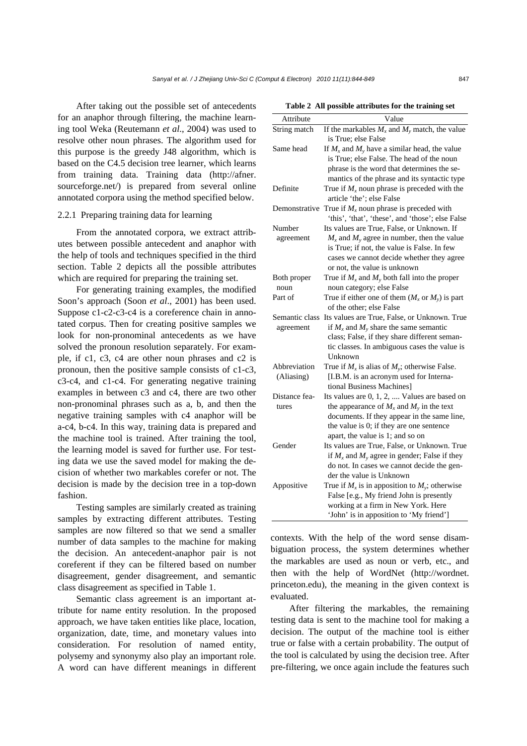After taking out the possible set of antecedents for an anaphor through filtering, the machine learning tool Weka (Reutemann *et al*., 2004) was used to resolve other noun phrases. The algorithm used for this purpose is the greedy J48 algorithm, which is based on the C4.5 decision tree learner, which learns from training data. Training data (http://afner.sourceforge.net/) is prepared from several online annotated corpora using the method specified below.

### 2.2.1 Preparing training data for learning

From the annotated corpora, we extract attributes between possible antecedent and anaphor with the help of tools and techniques specified in the third section. Table 2 depicts all the possible attributes which are required for preparing the training set.

For generating training examples, the modified Soon's approach (Soon *et al*., 2001) has been used. Suppose c1-c2-c3-c4 is a coreference chain in annotated corpus. Then for creating positive samples we look for non-pronominal antecedents as we have solved the pronoun resolution separately. For example, if c1, c3, c4 are other noun phrases and c2 is pronoun, then the positive sample consists of c1-c3, c3-c4, and c1-c4. For generating negative training examples in between c3 and c4, there are two other non-pronominal phrases such as a, b, and then the negative training samples with c4 anaphor will be a-c4, b-c4. In this way, training data is prepared and the machine tool is trained. After training the tool, the learning model is saved for further use. For testing data we use the saved model for making the decision of whether two markables corefer or not. The decision is made by the decision tree in a top-down fashion.

Testing samples are similarly created as training samples by extracting different attributes. Testing samples are now filtered so that we send a smaller number of data samples to the machine for making the decision. An antecedent-anaphor pair is not coreferent if they can be filtered based on number disagreement, gender disagreement, and semantic class disagreement as specified in Table 1.

Semantic class agreement is an important attribute for name entity resolution. In the proposed approach, we have taken entities like place, location, organization, date, time, and monetary values into consideration. For resolution of named entity, polysemy and synonymy also play an important role. A word can have different meanings in different contexts. With the help of the word sense disambiguation process, the system determines whether the markables are used as noun or verb, etc., and then with the help of WordNet (http://wordnet.princeton.edu), the meaning in the given context is evaluated.

**Table 2 All possible attributes for the training set**

| Attribute | Value |
|---|---|
| String match | If the markables $M_x$ and $M_y$ match, the value is True; else False |
| Same head | If $M_x$ and $M_y$ have a similar head, the value is True; else False. The head of the noun phrase is the word that determines the semantics of the phrase and its syntactic type |
| Definite | True if $M_x$ noun phrase is preceded with the article 'the'; else False |
| Demonstrative | True if $M_x$ noun phrase is preceded with 'this', 'that', 'these', and 'those'; else False |
| Number agreement | Its values are True, False, or Unknown. If $M_x$ and $M_y$ agree in number, then the value is True; if not, the value is False. In few cases we cannot decide whether they agree or not, the value is unknown |
| Both proper noun | True if $M_x$ and $M_y$ both fall into the proper noun category; else False |
| Part of | True if either one of them ($M_x$ or $M_y$) is part of the other; else False |
| Semantic class agreement | Its values are True, False, or Unknown. True if $M_x$ and $M_y$ share the same semantic class; False, if they share different semantic classes. In ambiguous cases the value is Unknown |
| Abbreviation (Aliasing) | True if $M_x$ is alias of $M_y$; otherwise False. [I.B.M. is an acronym used for International Business Machines] |
| Distance features | Its values are 0, 1, 2, .... Values are based on the appearance of $M_x$ and $M_y$ in the text documents. If they appear in the same line, the value is 0; if they are one sentence apart, the value is 1; and so on |
| Gender | Its values are True, False, or Unknown. True if $M_x$ and $M_y$ agree in gender; False if they do not. In cases we cannot decide the gender the value is Unknown |
| Appositive | True if $M_x$ is in apposition to $M_y$; otherwise False [e.g., My friend John is presently working at a firm in New York. Here 'John' is in apposition to 'My friend'] |

After filtering the markables, the remaining testing data is sent to the machine tool for making a decision. The output of the machine tool is either true or false with a certain probability. The output of the tool is calculated by using the decision tree. After pre-filtering, we once again include the features such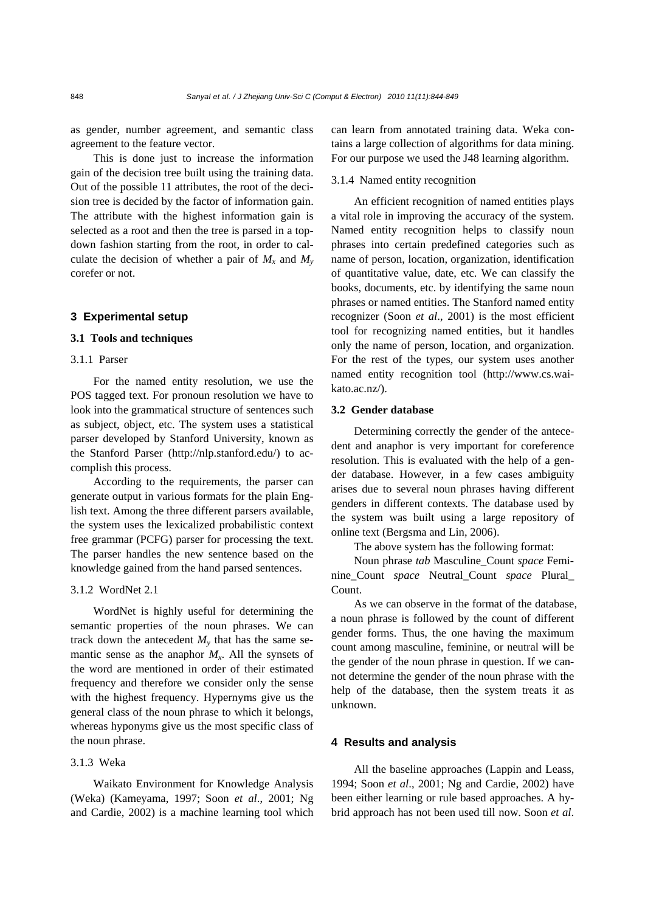as gender, number agreement, and semantic class agreement to the feature vector.

This is done just to increase the information gain of the decision tree built using the training data. Out of the possible 11 attributes, the root of the decision tree is decided by the factor of information gain. The attribute with the highest information gain is selected as a root and then the tree is parsed in a top-down fashion starting from the root, in order to calculate the decision of whether a pair of $M_x$ and $M_y$ corefer or not.

## 3 Experimental setup

### 3.1 Tools and techniques

#### 3.1.1 Parser

For the named entity resolution, we use the POS tagged text. For pronoun resolution we have to look into the grammatical structure of sentences such as subject, object, etc. The system uses a statistical parser developed by Stanford University, known as the Stanford Parser (http://nlp.stanford.edu/) to accomplish this process.

According to the requirements, the parser can generate output in various formats for the plain English text. Among the three different parsers available, the system uses the lexicalized probabilistic context free grammar (PCFG) parser for processing the text. The parser handles the new sentence based on the knowledge gained from the hand parsed sentences.

#### 3.1.2 WordNet 2.1

WordNet is highly useful for determining the semantic properties of the noun phrases. We can track down the antecedent $M_y$ that has the same semantic sense as the anaphor $M_x$. All the synsets of the word are mentioned in order of their estimated frequency and therefore we consider only the sense with the highest frequency. Hypernyms give us the general class of the noun phrase to which it belongs, whereas hyponyms give us the most specific class of the noun phrase.

#### 3.1.3 Weka

Waikato Environment for Knowledge Analysis (Weka) (Kameyama, 1997; Soon *et al*., 2001; Ng and Cardie, 2002) is a machine learning tool which can learn from annotated training data. Weka contains a large collection of algorithms for data mining. For our purpose we used the J48 learning algorithm.

#### 3.1.4 Named entity recognition

An efficient recognition of named entities plays a vital role in improving the accuracy of the system. Named entity recognition helps to classify noun phrases into certain predefined categories such as name of person, location, organization, identification of quantitative value, date, etc. We can classify the books, documents, etc. by identifying the same noun phrases or named entities. The Stanford named entity recognizer (Soon *et al*., 2001) is the most efficient tool for recognizing named entities, but it handles only the name of person, location, and organization. For the rest of the types, our system uses another named entity recognition tool (http://www.cs.waikato.ac.nz/).

### 3.2 Gender database

Determining correctly the gender of the antecedent and anaphor is very important for coreference resolution. This is evaluated with the help of a gender database. However, in a few cases ambiguity arises due to several noun phrases having different genders in different contexts. The database used by the system was built using a large repository of online text (Bergsma and Lin, 2006).

The above system has the following format:

Noun phrase *tab* Masculine_Count *space* Feminine_Count *space* Neutral_Count *space* Plural_Count.

As we can observe in the format of the database, a noun phrase is followed by the count of different gender forms. Thus, the one having the maximum count among masculine, feminine, or neutral will be the gender of the noun phrase in question. If we cannot determine the gender of the noun phrase with the help of the database, then the system treats it as unknown.

## 4 Results and analysis

All the baseline approaches (Lappin and Leass, 1994; Soon *et al*., 2001; Ng and Cardie, 2002) have been either learning or rule based approaches. A hybrid approach has not been used till now. Soon *et al*.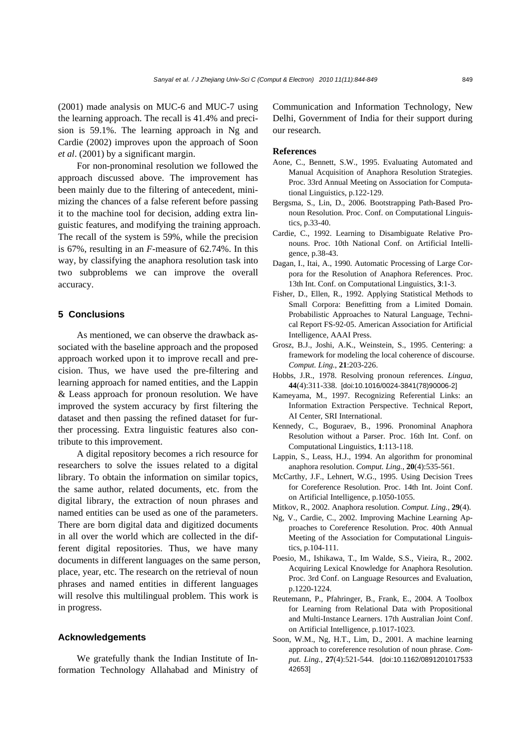(2001) made analysis on MUC-6 and MUC-7 using the learning approach. The recall is 41.4% and precision is 59.1%. The learning approach in Ng and Cardie (2002) improves upon the approach of Soon *et al*. (2001) by a significant margin.

For non-pronominal resolution we followed the approach discussed above. The improvement has been mainly due to the filtering of antecedent, minimizing the chances of a false referent before passing it to the machine tool for decision, adding extra linguistic features, and modifying the training approach. The recall of the system is 59%, while the precision is 67%, resulting in an *F*-measure of 62.74%. In this way, by classifying the anaphora resolution task into two subproblems we can improve the overall accuracy.

## 5 Conclusions

As mentioned, we can observe the drawback associated with the baseline approach and the proposed approach worked upon it to improve recall and precision. Thus, we have used the pre-filtering and learning approach for named entities, and the Lappin & Leass approach for pronoun resolution. We have improved the system accuracy by first filtering the dataset and then passing the refined dataset for further processing. Extra linguistic features also contribute to this improvement.

A digital repository becomes a rich resource for researchers to solve the issues related to a digital library. To obtain the information on similar topics, the same author, related documents, etc. from the digital library, the extraction of noun phrases and named entities can be used as one of the parameters. There are born digital data and digitized documents in all over the world which are collected in the different digital repositories. Thus, we have many documents in different languages on the same person, place, year, etc. The research on the retrieval of noun phrases and named entities in different languages will resolve this multilingual problem. This work is in progress.

## Acknowledgements

We gratefully thank the Indian Institute of Information Technology Allahabad and Ministry of Communication and Information Technology, New Delhi, Government of India for their support during our research.

## References

Aone, C., Bennett, S.W., 1995. Evaluating Automated and Manual Acquisition of Anaphora Resolution Strategies. Proc. 33rd Annual Meeting on Association for Computational Linguistics, p.122-129.

Bergsma, S., Lin, D., 2006. Bootstrapping Path-Based Pronoun Resolution. Proc. Conf. on Computational Linguistics, p.33-40.

Cardie, C., 1992. Learning to Disambiguate Relative Pronouns. Proc. 10th National Conf. on Artificial Intelligence, p.38-43.

Dagan, I., Itai, A., 1990. Automatic Processing of Large Corpora for the Resolution of Anaphora References. Proc. 13th Int. Conf. on Computational Linguistics, **3**:1-3.

Fisher, D., Ellen, R., 1992. Applying Statistical Methods to Small Corpora: Benefitting from a Limited Domain. Probabilistic Approaches to Natural Language, Technical Report FS-92-05. American Association for Artificial Intelligence, AAAI Press.

Grosz, B.J., Joshi, A.K., Weinstein, S., 1995. Centering: a framework for modeling the local coherence of discourse. *Comput. Ling.*, **21**:203-226.

Hobbs, J.R., 1978. Resolving pronoun references. *Lingua*, **44**(4):311-338. [doi:10.1016/0024-3841(78)90006-2]

Kameyama, M., 1997. Recognizing Referential Links: an Information Extraction Perspective. Technical Report, AI Center, SRI International.

Kennedy, C., Boguraev, B., 1996. Pronominal Anaphora Resolution without a Parser. Proc. 16th Int. Conf. on Computational Linguistics, **1**:113-118.

Lappin, S., Leass, H.J., 1994. An algorithm for pronominal anaphora resolution. *Comput. Ling.*, **20**(4):535-561.

McCarthy, J.F., Lehnert, W.G., 1995. Using Decision Trees for Coreference Resolution. Proc. 14th Int. Joint Conf. on Artificial Intelligence, p.1050-1055.

Mitkov, R., 2002. Anaphora resolution. *Comput. Ling.*, **29**(4).

Ng, V., Cardie, C., 2002. Improving Machine Learning Approaches to Coreference Resolution. Proc. 40th Annual Meeting of the Association for Computational Linguistics, p.104-111.

Poesio, M., Ishikawa, T., Im Walde, S.S., Vieira, R., 2002. Acquiring Lexical Knowledge for Anaphora Resolution. Proc. 3rd Conf. on Language Resources and Evaluation, p.1220-1224.

Reutemann, P., Pfahringer, B., Frank, E., 2004. A Toolbox for Learning from Relational Data with Propositional and Multi-Instance Learners. 17th Australian Joint Conf. on Artificial Intelligence, p.1017-1023.

Soon, W.M., Ng, H.T., Lim, D., 2001. A machine learning approach to coreference resolution of noun phrase. *Comput. Ling.*, **27**(4):521-544. [doi:10.1162/089120101753342653]